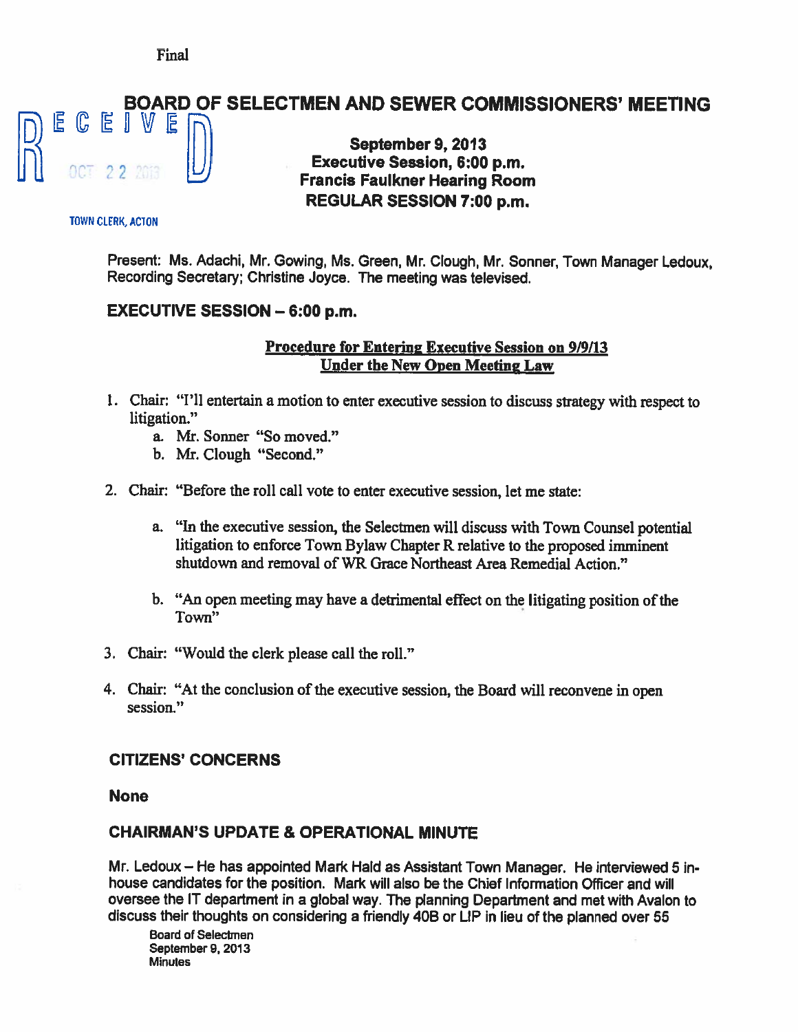Final

# BOARD OF SELECTMEN AND SEWER COMMISSIONERS' MEETING

RECEIVED
OCT 22 2013
TOWN CLERK, ACTON

**September 9, 2013**
**Executive Session, 6:00 p.m.**
**Francis Faulkner Hearing Room**
**REGULAR SESSION 7:00 p.m.**

Present: Ms. Adachi, Mr. Gowing, Ms. Green, Mr. Clough, Mr. Sonner, Town Manager Ledoux, Recording Secretary; Christine Joyce. The meeting was televised.

## EXECUTIVE SESSION – 6:00 p.m.

**Procedure for Entering Executive Session on 9/9/13**
**Under the New Open Meeting Law**

1. Chair: "I'll entertain a motion to enter executive session to discuss strategy with respect to litigation."
   a. Mr. Sonner "So moved."
   b. Mr. Clough "Second."
2. Chair: "Before the roll call vote to enter executive session, let me state:
   a. "In the executive session, the Selectmen will discuss with Town Counsel potential litigation to enforce Town Bylaw Chapter R relative to the proposed imminent shutdown and removal of WR Grace Northeast Area Remedial Action."
   b. "An open meeting may have a detrimental effect on the litigating position of the Town"
3. Chair: "Would the clerk please call the roll."
4. Chair: "At the conclusion of the executive session, the Board will reconvene in open session."

## CITIZENS' CONCERNS

None

## CHAIRMAN'S UPDATE & OPERATIONAL MINUTE

Mr. Ledoux – He has appointed Mark Hald as Assistant Town Manager. He interviewed 5 in-house candidates for the position. Mark will also be the Chief Information Officer and will oversee the IT department in a global way. The planning Department and met with Avalon to discuss their thoughts on considering a friendly 40B or LIP in lieu of the planned over 55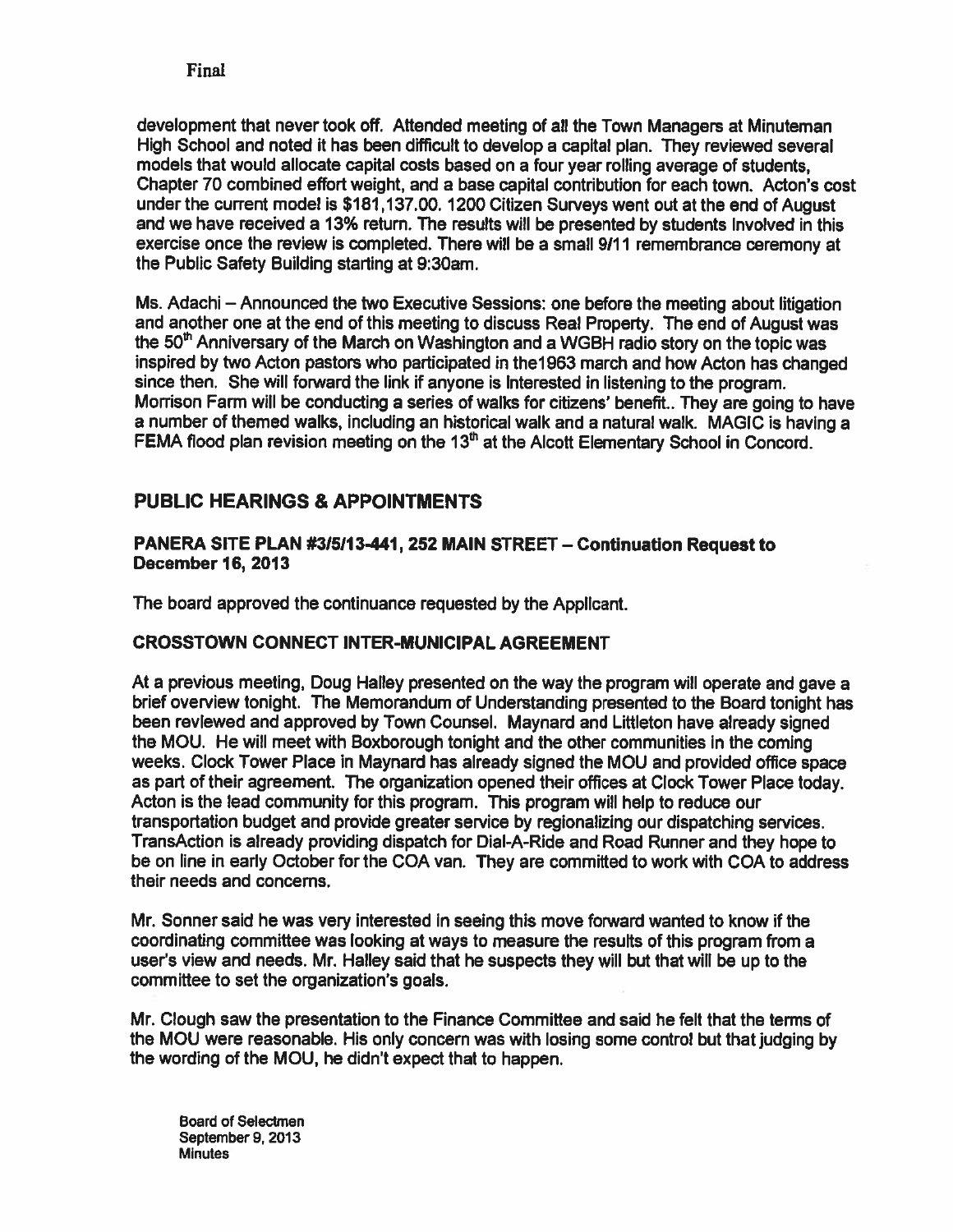development that never took off. Attended meeting of all the Town Managers at Minuteman High School and noted it has been difficult to develop a capital plan. They reviewed several models that would allocate capital costs based on a four year rolling average of students, Chapter 70 combined effort weight, and a base capital contribution for each town. Acton's cost under the current model is $181,137.00. 1200 Citizen Surveys went out at the end of August and we have received a 13% return. The results will be presented by students involved in this exercise once the review is completed. There will be a small 9/11 remembrance ceremony at the Public Safety Building starting at 9:30am.

Ms. Adachi – Announced the two Executive Sessions: one before the meeting about litigation and another one at the end of this meeting to discuss Real Property. The end of August was the 50th Anniversary of the March on Washington and a WGBH radio story on the topic was inspired by two Acton pastors who participated in the1963 march and how Acton has changed since then. She will forward the link if anyone is interested in listening to the program. Morrison Farm will be conducting a series of walks for citizens' benefit.. They are going to have a number of themed walks, including an historical walk and a natural walk. MAGIC is having a FEMA flood plan revision meeting on the 13th at the Alcott Elementary School in Concord.

## PUBLIC HEARINGS & APPOINTMENTS

### PANERA SITE PLAN #3/5/13-441, 252 MAIN STREET – Continuation Request to December 16, 2013

The board approved the continuance requested by the Applicant.

### CROSSTOWN CONNECT INTER-MUNICIPAL AGREEMENT

At a previous meeting, Doug Halley presented on the way the program will operate and gave a brief overview tonight. The Memorandum of Understanding presented to the Board tonight has been reviewed and approved by Town Counsel. Maynard and Littleton have already signed the MOU. He will meet with Boxborough tonight and the other communities in the coming weeks. Clock Tower Place in Maynard has already signed the MOU and provided office space as part of their agreement. The organization opened their offices at Clock Tower Place today. Acton is the lead community for this program. This program will help to reduce our transportation budget and provide greater service by regionalizing our dispatching services. TransAction is already providing dispatch for Dial-A-Ride and Road Runner and they hope to be on line in early October for the COA van. They are committed to work with COA to address their needs and concerns.

Mr. Sonner said he was very interested in seeing this move forward wanted to know if the coordinating committee was looking at ways to measure the results of this program from a user's view and needs. Mr. Halley said that he suspects they will but that will be up to the committee to set the organization's goals.

Mr. Clough saw the presentation to the Finance Committee and said he felt that the terms of the MOU were reasonable. His only concern was with losing some control but that judging by the wording of the MOU, he didn't expect that to happen.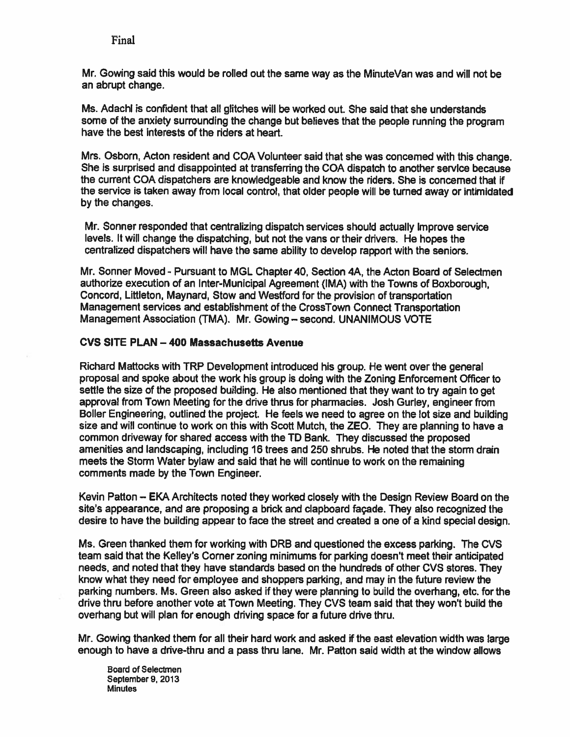Final

Mr. Gowing said this would be rolled out the same way as the MinuteVan was and will not be an abrupt change.

Ms. Adachi is confident that all glitches will be worked out. She said that she understands some of the anxiety surrounding the change but believes that the people running the program have the best interests of the riders at heart.

Mrs. Osborn, Acton resident and COA Volunteer said that she was concerned with this change. She is surprised and disappointed at transferring the COA dispatch to another service because the current COA dispatchers are knowledgeable and know the riders. She is concerned that if the service is taken away from local control, that older people will be turned away or intimidated by the changes.

Mr. Sonner responded that centralizing dispatch services should actually improve service levels. It will change the dispatching, but not the vans or their drivers. He hopes the centralized dispatchers will have the same ability to develop rapport with the seniors.

Mr. Sonner Moved - Pursuant to MGL Chapter 40, Section 4A, the Acton Board of Selectmen authorize execution of an Inter-Municipal Agreement (IMA) with the Towns of Boxborough, Concord, Littleton, Maynard, Stow and Westford for the provision of transportation Management services and establishment of the CrossTown Connect Transportation Management Association (TMA). Mr. Gowing – second. UNANIMOUS VOTE

**CVS SITE PLAN – 400 Massachusetts Avenue**

Richard Mattocks with TRP Development introduced his group. He went over the general proposal and spoke about the work his group is doing with the Zoning Enforcement Officer to settle the size of the proposed building. He also mentioned that they want to try again to get approval from Town Meeting for the drive thrus for pharmacies. Josh Gurley, engineer from Boller Engineering, outlined the project. He feels we need to agree on the lot size and building size and will continue to work on this with Scott Mutch, the ZEO. They are planning to have a common driveway for shared access with the TD Bank. They discussed the proposed amenities and landscaping, including 16 trees and 250 shrubs. He noted that the storm drain meets the Storm Water bylaw and said that he will continue to work on the remaining comments made by the Town Engineer.

Kevin Patton – EKA Architects noted they worked closely with the Design Review Board on the site's appearance, and are proposing a brick and clapboard façade. They also recognized the desire to have the building appear to face the street and created a one of a kind special design.

Ms. Green thanked them for working with DRB and questioned the excess parking. The CVS team said that the Kelley's Corner zoning minimums for parking doesn't meet their anticipated needs, and noted that they have standards based on the hundreds of other CVS stores. They know what they need for employee and shoppers parking, and may in the future review the parking numbers. Ms. Green also asked if they were planning to build the overhang, etc. for the drive thru before another vote at Town Meeting. They CVS team said that they won't build the overhang but will plan for enough driving space for a future drive thru.

Mr. Gowing thanked them for all their hard work and asked if the east elevation width was large enough to have a drive-thru and a pass thru lane. Mr. Patton said width at the window allows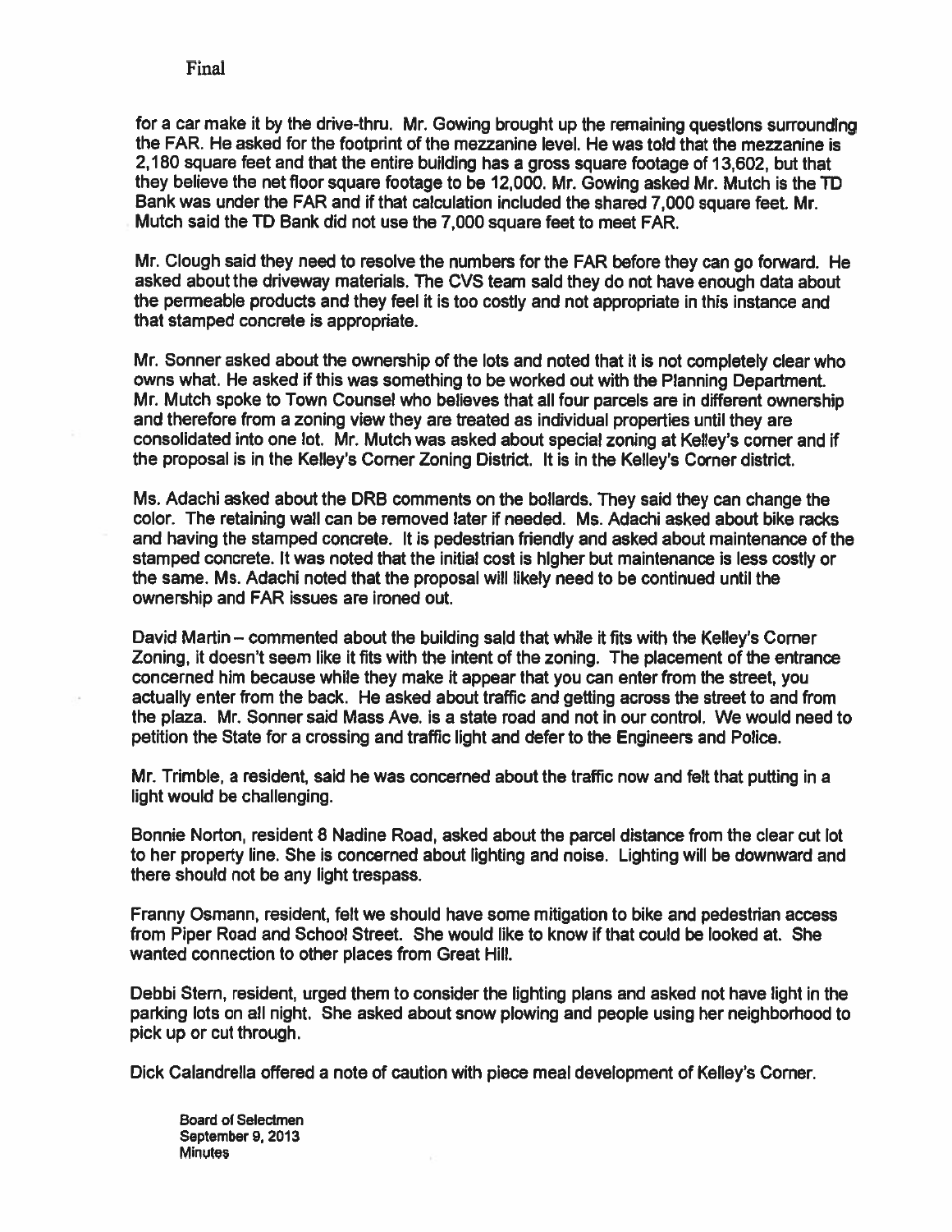for a car make it by the drive-thru. Mr. Gowing brought up the remaining questions surrounding the FAR. He asked for the footprint of the mezzanine level. He was told that the mezzanine is 2,180 square feet and that the entire building has a gross square footage of 13,602, but that they believe the net floor square footage to be 12,000. Mr. Gowing asked Mr. Mutch is the TD Bank was under the FAR and if that calculation included the shared 7,000 square feet. Mr. Mutch said the TD Bank did not use the 7,000 square feet to meet FAR.

Mr. Clough said they need to resolve the numbers for the FAR before they can go forward. He asked about the driveway materials. The CVS team said they do not have enough data about the permeable products and they feel it is too costly and not appropriate in this instance and that stamped concrete is appropriate.

Mr. Sonner asked about the ownership of the lots and noted that it is not completely clear who owns what. He asked if this was something to be worked out with the Planning Department. Mr. Mutch spoke to Town Counsel who believes that all four parcels are in different ownership and therefore from a zoning view they are treated as individual properties until they are consolidated into one lot. Mr. Mutch was asked about special zoning at Kelley's corner and if the proposal is in the Kelley's Corner Zoning District. It is in the Kelley's Corner district.

Ms. Adachi asked about the DRB comments on the bollards. They said they can change the color. The retaining wall can be removed later if needed. Ms. Adachi asked about bike racks and having the stamped concrete. It is pedestrian friendly and asked about maintenance of the stamped concrete. It was noted that the initial cost is higher but maintenance is less costly or the same. Ms. Adachi noted that the proposal will likely need to be continued until the ownership and FAR issues are ironed out.

David Martin – commented about the building said that while it fits with the Kelley's Corner Zoning, it doesn't seem like it fits with the intent of the zoning. The placement of the entrance concerned him because while they make it appear that you can enter from the street, you actually enter from the back. He asked about traffic and getting across the street to and from the plaza. Mr. Sonner said Mass Ave. is a state road and not in our control. We would need to petition the State for a crossing and traffic light and defer to the Engineers and Police.

Mr. Trimble, a resident, said he was concerned about the traffic now and felt that putting in a light would be challenging.

Bonnie Norton, resident 8 Nadine Road, asked about the parcel distance from the clear cut lot to her property line. She is concerned about lighting and noise. Lighting will be downward and there should not be any light trespass.

Franny Osmann, resident, felt we should have some mitigation to bike and pedestrian access from Piper Road and School Street. She would like to know if that could be looked at. She wanted connection to other places from Great Hill.

Debbi Stern, resident, urged them to consider the lighting plans and asked not have light in the parking lots on all night. She asked about snow plowing and people using her neighborhood to pick up or cut through.

Dick Calandrella offered a note of caution with piece meal development of Kelley's Corner.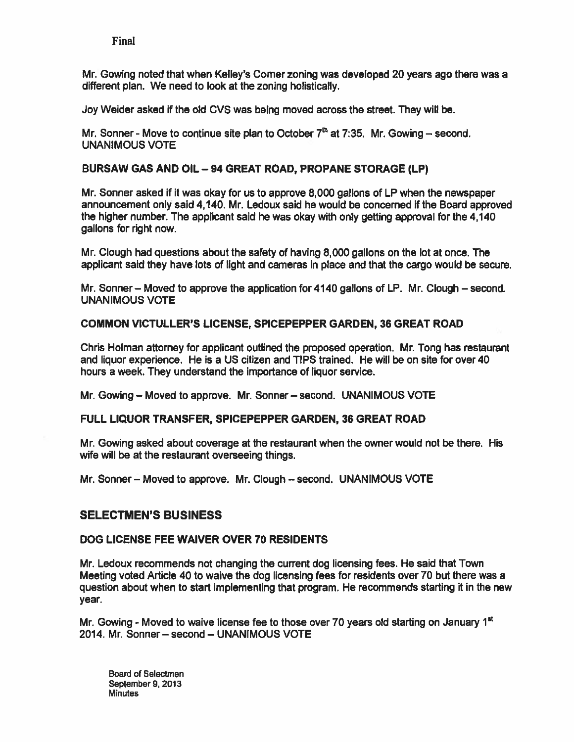Final

Mr. Gowing noted that when Kelley's Corner zoning was developed 20 years ago there was a different plan. We need to look at the zoning holistically.

Joy Weider asked if the old CVS was being moved across the street. They will be.

Mr. Sonner - Move to continue site plan to October 7th at 7:35. Mr. Gowing – second. UNANIMOUS VOTE

**BURSAW GAS AND OIL – 94 GREAT ROAD, PROPANE STORAGE (LP)**

Mr. Sonner asked if it was okay for us to approve 8,000 gallons of LP when the newspaper announcement only said 4,140. Mr. Ledoux said he would be concerned if the Board approved the higher number. The applicant said he was okay with only getting approval for the 4,140 gallons for right now.

Mr. Clough had questions about the safety of having 8,000 gallons on the lot at once. The applicant said they have lots of light and cameras in place and that the cargo would be secure.

Mr. Sonner – Moved to approve the application for 4140 gallons of LP. Mr. Clough – second. UNANIMOUS VOTE

**COMMON VICTULLER'S LICENSE, SPICEPEPPER GARDEN, 36 GREAT ROAD**

Chris Holman attorney for applicant outlined the proposed operation. Mr. Tong has restaurant and liquor experience. He is a US citizen and TIPS trained. He will be on site for over 40 hours a week. They understand the importance of liquor service.

Mr. Gowing – Moved to approve. Mr. Sonner – second. UNANIMOUS VOTE

**FULL LIQUOR TRANSFER, SPICEPEPPER GARDEN, 36 GREAT ROAD**

Mr. Gowing asked about coverage at the restaurant when the owner would not be there. His wife will be at the restaurant overseeing things.

Mr. Sonner – Moved to approve. Mr. Clough – second. UNANIMOUS VOTE

## SELECTMEN'S BUSINESS

**DOG LICENSE FEE WAIVER OVER 70 RESIDENTS**

Mr. Ledoux recommends not changing the current dog licensing fees. He said that Town Meeting voted Article 40 to waive the dog licensing fees for residents over 70 but there was a question about when to start implementing that program. He recommends starting it in the new year.

Mr. Gowing - Moved to waive license fee to those over 70 years old starting on January 1st 2014. Mr. Sonner – second – UNANIMOUS VOTE

Board of Selectmen
September 9, 2013
Minutes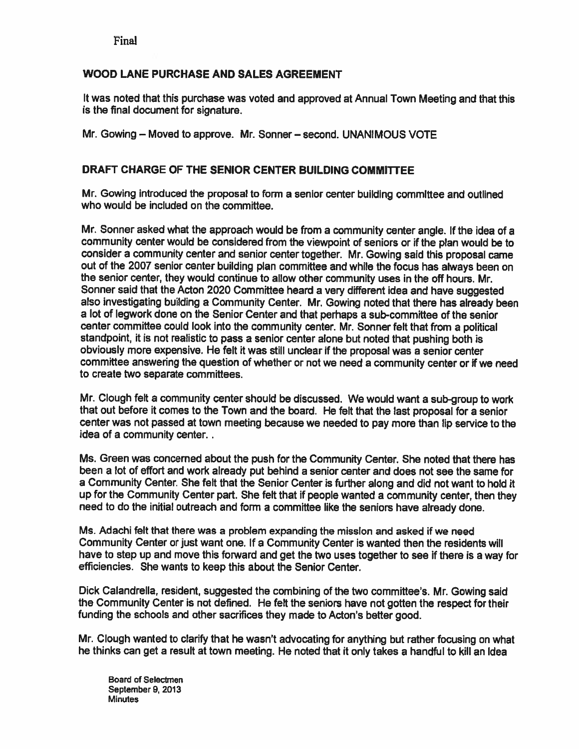Final

## WOOD LANE PURCHASE AND SALES AGREEMENT

It was noted that this purchase was voted and approved at Annual Town Meeting and that this is the final document for signature.

Mr. Gowing – Moved to approve. Mr. Sonner – second. UNANIMOUS VOTE

## DRAFT CHARGE OF THE SENIOR CENTER BUILDING COMMITTEE

Mr. Gowing introduced the proposal to form a senior center building committee and outlined who would be included on the committee.

Mr. Sonner asked what the approach would be from a community center angle. If the idea of a community center would be considered from the viewpoint of seniors or if the plan would be to consider a community center and senior center together. Mr. Gowing said this proposal came out of the 2007 senior center building plan committee and while the focus has always been on the senior center, they would continue to allow other community uses in the off hours. Mr. Sonner said that the Acton 2020 Committee heard a very different idea and have suggested also investigating building a Community Center. Mr. Gowing noted that there has already been a lot of legwork done on the Senior Center and that perhaps a sub-committee of the senior center committee could look into the community center. Mr. Sonner felt that from a political standpoint, it is not realistic to pass a senior center alone but noted that pushing both is obviously more expensive. He felt it was still unclear if the proposal was a senior center committee answering the question of whether or not we need a community center or if we need to create two separate committees.

Mr. Clough felt a community center should be discussed. We would want a sub-group to work that out before it comes to the Town and the board. He felt that the last proposal for a senior center was not passed at town meeting because we needed to pay more than lip service to the idea of a community center. .

Ms. Green was concerned about the push for the Community Center. She noted that there has been a lot of effort and work already put behind a senior center and does not see the same for a Community Center. She felt that the Senior Center is further along and did not want to hold it up for the Community Center part. She felt that if people wanted a community center, then they need to do the initial outreach and form a committee like the seniors have already done.

Ms. Adachi felt that there was a problem expanding the mission and asked if we need Community Center or just want one. If a Community Center is wanted then the residents will have to step up and move this forward and get the two uses together to see if there is a way for efficiencies. She wants to keep this about the Senior Center.

Dick Calandrella, resident, suggested the combining of the two committee's. Mr. Gowing said the Community Center is not defined. He felt the seniors have not gotten the respect for their funding the schools and other sacrifices they made to Acton's better good.

Mr. Clough wanted to clarify that he wasn't advocating for anything but rather focusing on what he thinks can get a result at town meeting. He noted that it only takes a handful to kill an idea

Board of Selectmen
September 9, 2013
Minutes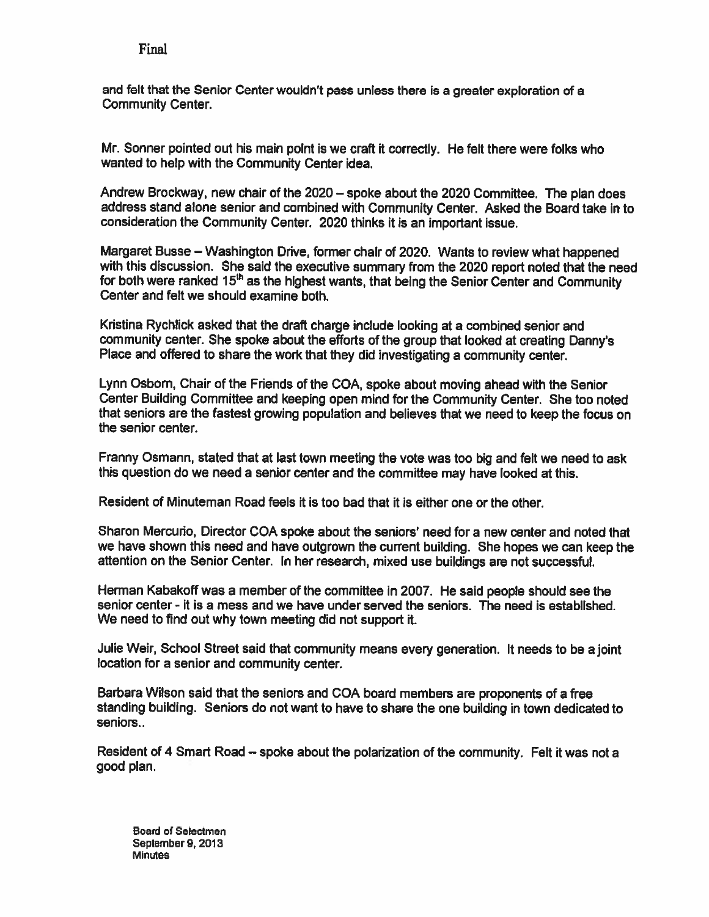and felt that the Senior Center wouldn't pass unless there is a greater exploration of a Community Center.

Mr. Sonner pointed out his main point is we craft it correctly. He felt there were folks who wanted to help with the Community Center idea.

Andrew Brockway, new chair of the 2020 – spoke about the 2020 Committee. The plan does address stand alone senior and combined with Community Center. Asked the Board take in to consideration the Community Center. 2020 thinks it is an important issue.

Margaret Busse – Washington Drive, former chair of 2020. Wants to review what happened with this discussion. She said the executive summary from the 2020 report noted that the need for both were ranked 15th as the highest wants, that being the Senior Center and Community Center and felt we should examine both.

Kristina Rychlick asked that the draft charge include looking at a combined senior and community center. She spoke about the efforts of the group that looked at creating Danny's Place and offered to share the work that they did investigating a community center.

Lynn Osborn, Chair of the Friends of the COA, spoke about moving ahead with the Senior Center Building Committee and keeping open mind for the Community Center. She too noted that seniors are the fastest growing population and believes that we need to keep the focus on the senior center.

Franny Osmann, stated that at last town meeting the vote was too big and felt we need to ask this question do we need a senior center and the committee may have looked at this.

Resident of Minuteman Road feels it is too bad that it is either one or the other.

Sharon Mercurio, Director COA spoke about the seniors' need for a new center and noted that we have shown this need and have outgrown the current building. She hopes we can keep the attention on the Senior Center. In her research, mixed use buildings are not successful.

Herman Kabakoff was a member of the committee in 2007. He said people should see the senior center - it is a mess and we have under served the seniors. The need is established. We need to find out why town meeting did not support it.

Julie Weir, School Street said that community means every generation. It needs to be a joint location for a senior and community center.

Barbara Wilson said that the seniors and COA board members are proponents of a free standing building. Seniors do not want to have to share the one building in town dedicated to seniors..

Resident of 4 Smart Road – spoke about the polarization of the community. Felt it was not a good plan.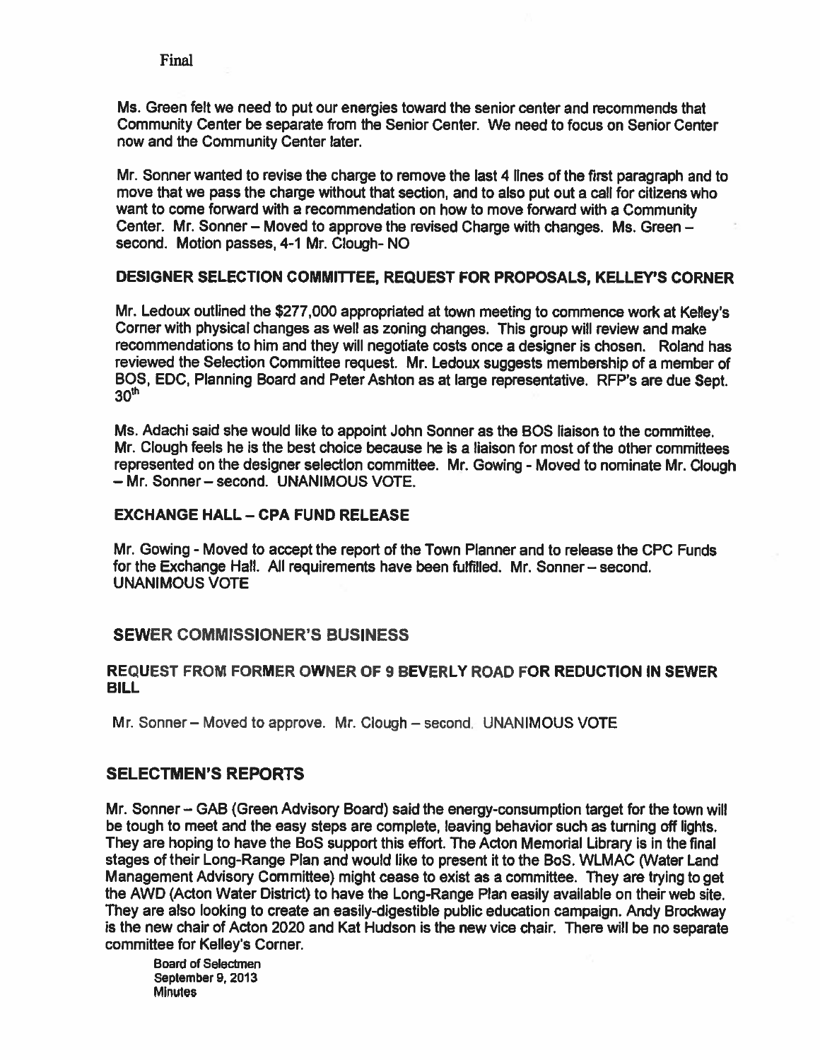Final

Ms. Green felt we need to put our energies toward the senior center and recommends that Community Center be separate from the Senior Center. We need to focus on Senior Center now and the Community Center later.

Mr. Sonner wanted to revise the charge to remove the last 4 lines of the first paragraph and to move that we pass the charge without that section, and to also put out a call for citizens who want to come forward with a recommendation on how to move forward with a Community Center. Mr. Sonner – Moved to approve the revised Charge with changes. Ms. Green – second. Motion passes, 4-1 Mr. Clough- NO

## DESIGNER SELECTION COMMITTEE, REQUEST FOR PROPOSALS, KELLEY'S CORNER

Mr. Ledoux outlined the $277,000 appropriated at town meeting to commence work at Kelley's Corner with physical changes as well as zoning changes. This group will review and make recommendations to him and they will negotiate costs once a designer is chosen. Roland has reviewed the Selection Committee request. Mr. Ledoux suggests membership of a member of BOS, EDC, Planning Board and Peter Ashton as at large representative. RFP's are due Sept. 30th

Ms. Adachi said she would like to appoint John Sonner as the BOS liaison to the committee. Mr. Clough feels he is the best choice because he is a liaison for most of the other committees represented on the designer selection committee. Mr. Gowing - Moved to nominate Mr. Clough – Mr. Sonner – second. UNANIMOUS VOTE.

## EXCHANGE HALL – CPA FUND RELEASE

Mr. Gowing - Moved to accept the report of the Town Planner and to release the CPC Funds for the Exchange Hall. All requirements have been fulfilled. Mr. Sonner – second. UNANIMOUS VOTE

## SEWER COMMISSIONER'S BUSINESS

## REQUEST FROM FORMER OWNER OF 9 BEVERLY ROAD FOR REDUCTION IN SEWER BILL

Mr. Sonner – Moved to approve. Mr. Clough – second. UNANIMOUS VOTE

## SELECTMEN'S REPORTS

Mr. Sonner – GAB (Green Advisory Board) said the energy-consumption target for the town will be tough to meet and the easy steps are complete, leaving behavior such as turning off lights. They are hoping to have the BoS support this effort. The Acton Memorial Library is in the final stages of their Long-Range Plan and would like to present it to the BoS. WLMAC (Water Land Management Advisory Committee) might cease to exist as a committee. They are trying to get the AWD (Acton Water District) to have the Long-Range Plan easily available on their web site. They are also looking to create an easily-digestible public education campaign. Andy Brockway is the new chair of Acton 2020 and Kat Hudson is the new vice chair. There will be no separate committee for Kelley's Corner.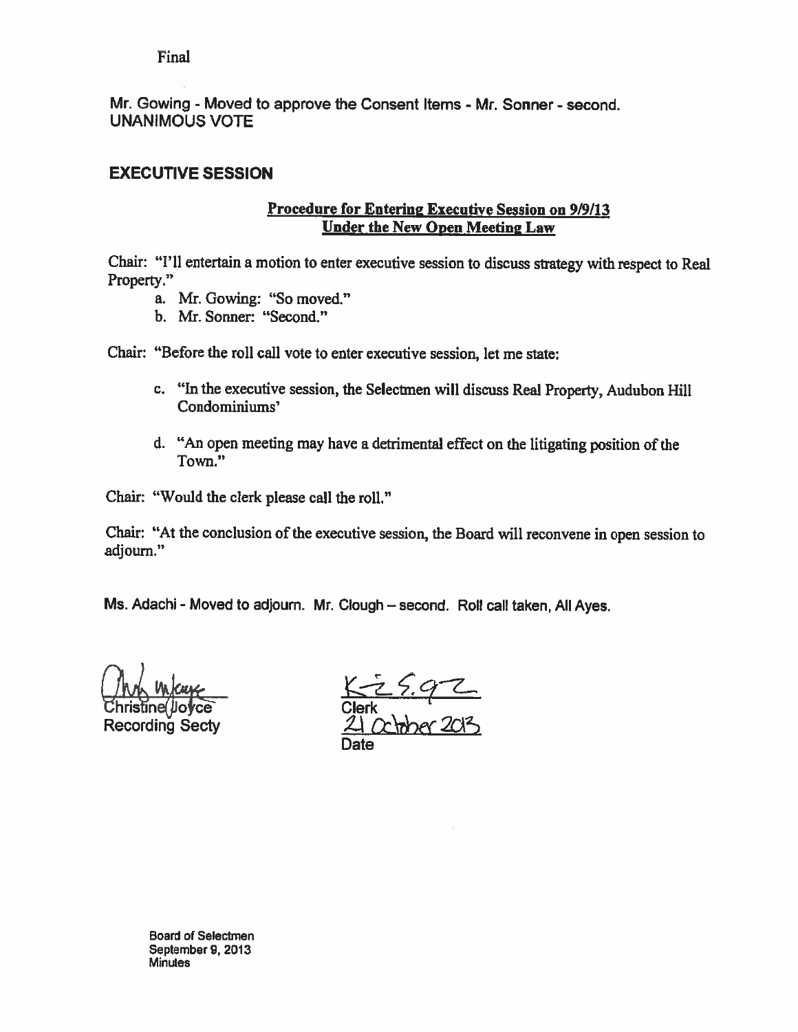Final

Mr. Gowing - Moved to approve the Consent Items - Mr. Sonner - second.
UNANIMOUS VOTE

## EXECUTIVE SESSION

**Procedure for Entering Executive Session on 9/9/13**
**Under the New Open Meeting Law**

Chair: "I'll entertain a motion to enter executive session to discuss strategy with respect to Real Property."

a. Mr. Gowing: "So moved."
b. Mr. Sonner: "Second."

Chair: "Before the roll call vote to enter executive session, let me state:

c. "In the executive session, the Selectmen will discuss Real Property, Audubon Hill Condominiums'

d. "An open meeting may have a detrimental effect on the litigating position of the Town."

Chair: "Would the clerk please call the roll."

Chair: "At the conclusion of the executive session, the Board will reconvene in open session to adjourn."

Ms. Adachi - Moved to adjourn. Mr. Clough – second. Roll call taken, All Ayes.

Christine Joyce
Recording Secty

Clerk
21 October 2013
Date

Board of Selectmen
September 9, 2013
Minutes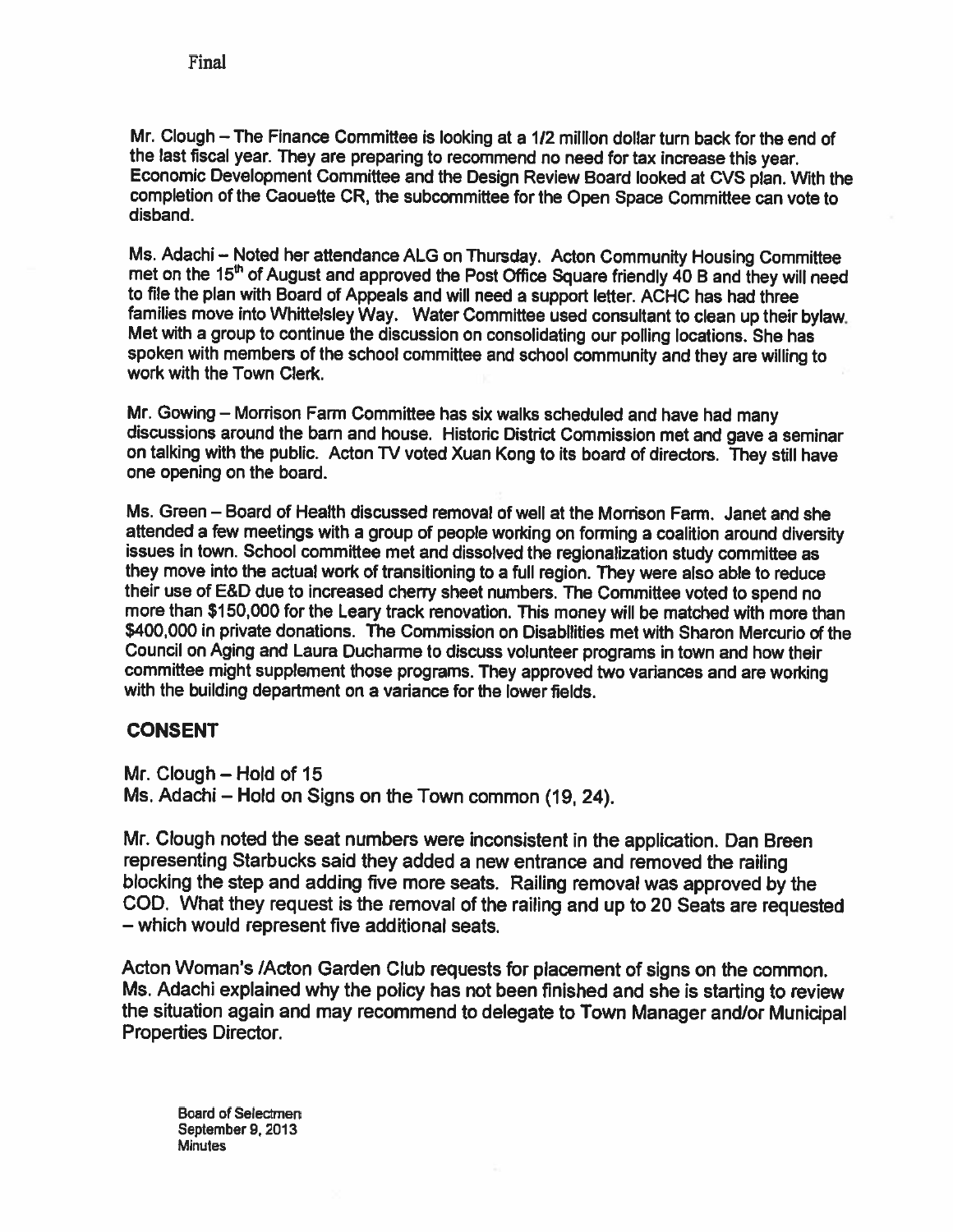Final

Mr. Clough – The Finance Committee is looking at a 1/2 million dollar turn back for the end of the last fiscal year. They are preparing to recommend no need for tax increase this year. Economic Development Committee and the Design Review Board looked at CVS plan. With the completion of the Caouette CR, the subcommittee for the Open Space Committee can vote to disband.

Ms. Adachi – Noted her attendance ALG on Thursday. Acton Community Housing Committee met on the 15th of August and approved the Post Office Square friendly 40 B and they will need to file the plan with Board of Appeals and will need a support letter. ACHC has had three families move into Whittelsley Way. Water Committee used consultant to clean up their bylaw. Met with a group to continue the discussion on consolidating our polling locations. She has spoken with members of the school committee and school community and they are willing to work with the Town Clerk.

Mr. Gowing – Morrison Farm Committee has six walks scheduled and have had many discussions around the barn and house. Historic District Commission met and gave a seminar on talking with the public. Acton TV voted Xuan Kong to its board of directors. They still have one opening on the board.

Ms. Green – Board of Health discussed removal of well at the Morrison Farm. Janet and she attended a few meetings with a group of people working on forming a coalition around diversity issues in town. School committee met and dissolved the regionalization study committee as they move into the actual work of transitioning to a full region. They were also able to reduce their use of E&D due to increased cherry sheet numbers. The Committee voted to spend no more than $150,000 for the Leary track renovation. This money will be matched with more than $400,000 in private donations. The Commission on Disabilities met with Sharon Mercurio of the Council on Aging and Laura Ducharme to discuss volunteer programs in town and how their committee might supplement those programs. They approved two variances and are working with the building department on a variance for the lower fields.

## CONSENT

Mr. Clough – Hold of 15
Ms. Adachi – Hold on Signs on the Town common (19, 24).

Mr. Clough noted the seat numbers were inconsistent in the application. Dan Breen representing Starbucks said they added a new entrance and removed the railing blocking the step and adding five more seats. Railing removal was approved by the COD. What they request is the removal of the railing and up to 20 Seats are requested – which would represent five additional seats.

Acton Woman's /Acton Garden Club requests for placement of signs on the common. Ms. Adachi explained why the policy has not been finished and she is starting to review the situation again and may recommend to delegate to Town Manager and/or Municipal Properties Director.

Board of Selectmen
September 9, 2013
Minutes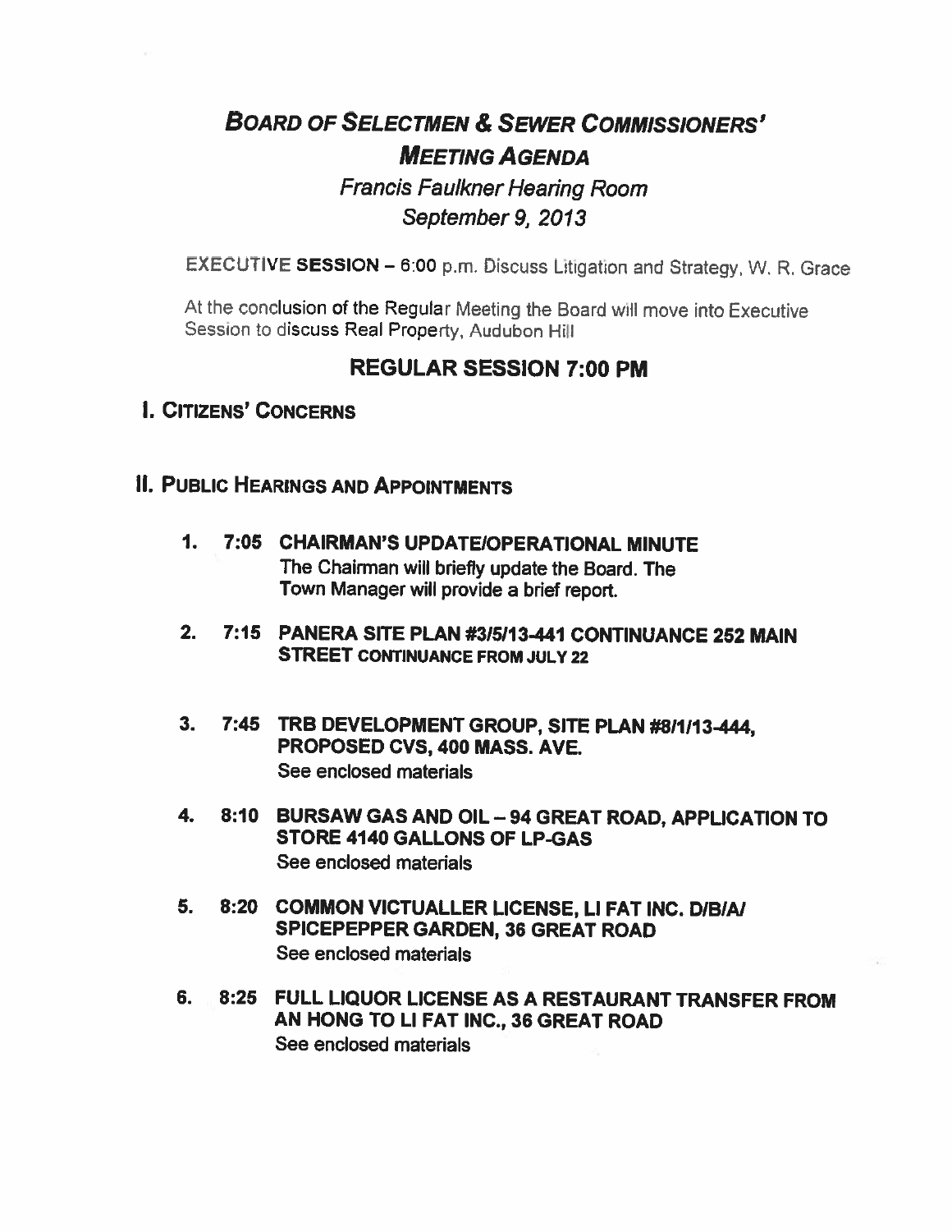# BOARD OF SELECTMEN & SEWER COMMISSIONERS' MEETING AGENDA

## *Francis Faulkner Hearing Room*

## *September 9, 2013*

EXECUTIVE SESSION – 6:00 p.m. Discuss Litigation and Strategy, W. R. Grace

At the conclusion of the Regular Meeting the Board will move into Executive Session to discuss Real Property, Audubon Hill

## REGULAR SESSION 7:00 PM

### I. CITIZENS' CONCERNS

### II. PUBLIC HEARINGS AND APPOINTMENTS

1. **7:05 CHAIRMAN'S UPDATE/OPERATIONAL MINUTE**
   The Chairman will briefly update the Board. The Town Manager will provide a brief report.

2. **7:15 PANERA SITE PLAN #3/5/13-441 CONTINUANCE 252 MAIN STREET CONTINUANCE FROM JULY 22**

3. **7:45 TRB DEVELOPMENT GROUP, SITE PLAN #8/1/13-444, PROPOSED CVS, 400 MASS. AVE.**
   See enclosed materials

4. **8:10 BURSAW GAS AND OIL – 94 GREAT ROAD, APPLICATION TO STORE 4140 GALLONS OF LP-GAS**
   See enclosed materials

5. **8:20 COMMON VICTUALLER LICENSE, LI FAT INC. D/B/A/ SPICEPEPPER GARDEN, 36 GREAT ROAD**
   See enclosed materials

6. **8:25 FULL LIQUOR LICENSE AS A RESTAURANT TRANSFER FROM AN HONG TO LI FAT INC., 36 GREAT ROAD**
   See enclosed materials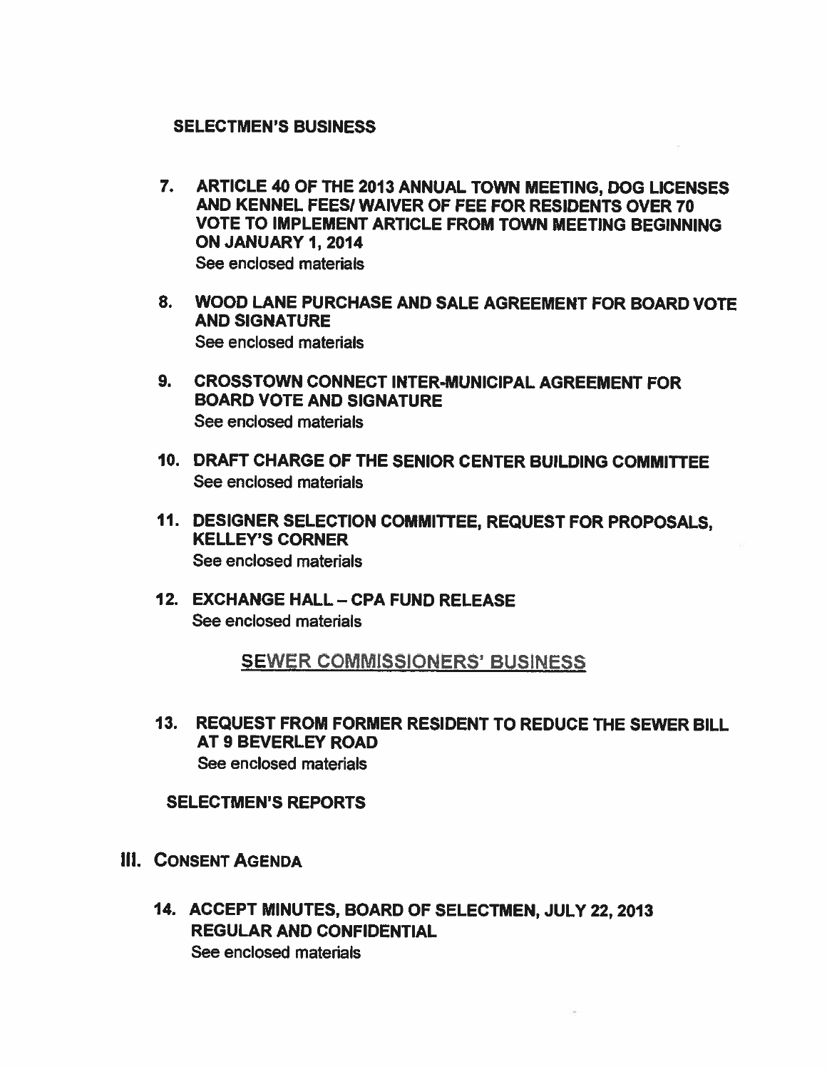## SELECTMEN'S BUSINESS

7. **ARTICLE 40 OF THE 2013 ANNUAL TOWN MEETING, DOG LICENSES AND KENNEL FEES/ WAIVER OF FEE FOR RESIDENTS OVER 70 VOTE TO IMPLEMENT ARTICLE FROM TOWN MEETING BEGINNING ON JANUARY 1, 2014**
   See enclosed materials

8. **WOOD LANE PURCHASE AND SALE AGREEMENT FOR BOARD VOTE AND SIGNATURE**
   See enclosed materials

9. **CROSSTOWN CONNECT INTER-MUNICIPAL AGREEMENT FOR BOARD VOTE AND SIGNATURE**
   See enclosed materials

10. **DRAFT CHARGE OF THE SENIOR CENTER BUILDING COMMITTEE**
    See enclosed materials

11. **DESIGNER SELECTION COMMITTEE, REQUEST FOR PROPOSALS, KELLEY'S CORNER**
    See enclosed materials

12. **EXCHANGE HALL – CPA FUND RELEASE**
    See enclosed materials

## SEWER COMMISSIONERS' BUSINESS

13. **REQUEST FROM FORMER RESIDENT TO REDUCE THE SEWER BILL AT 9 BEVERLEY ROAD**
    See enclosed materials

## SELECTMEN'S REPORTS

# III. CONSENT AGENDA

14. **ACCEPT MINUTES, BOARD OF SELECTMEN, JULY 22, 2013 REGULAR AND CONFIDENTIAL**
    See enclosed materials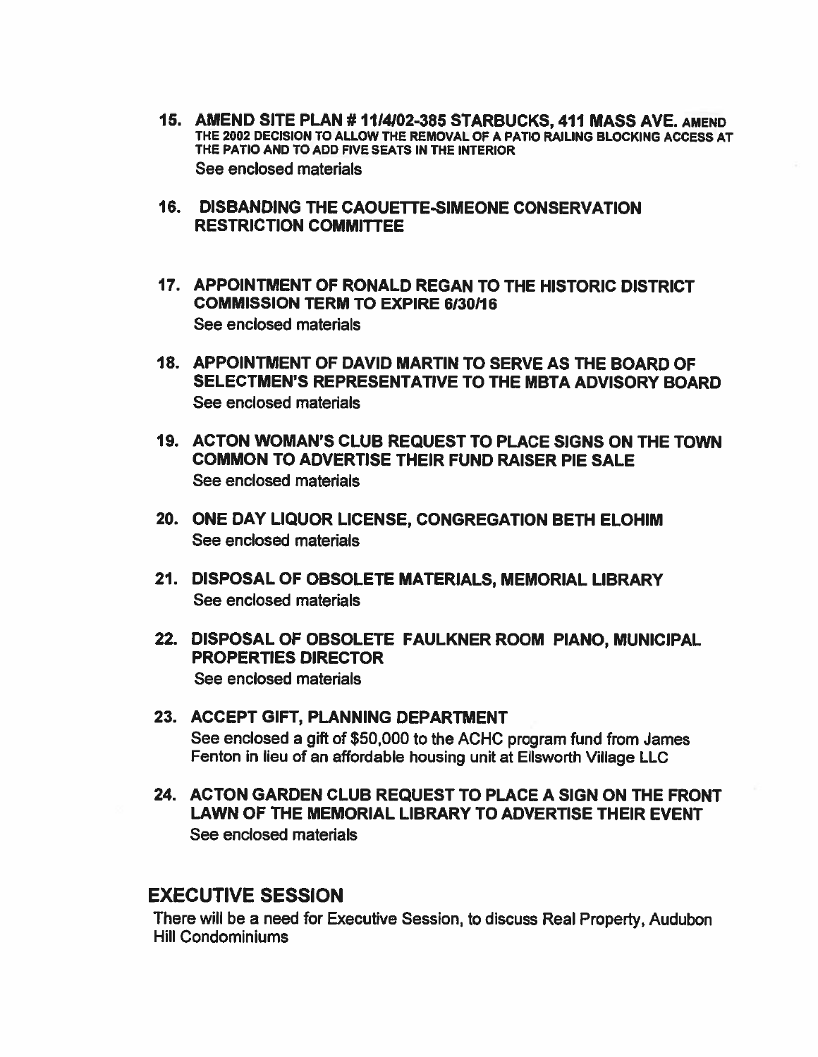15. **AMEND SITE PLAN # 11/4/02-385 STARBUCKS, 411 MASS AVE.** **AMEND THE 2002 DECISION TO ALLOW THE REMOVAL OF A PATIO RAILING BLOCKING ACCESS AT THE PATIO AND TO ADD FIVE SEATS IN THE INTERIOR**
    See enclosed materials

16. **DISBANDING THE CAOUETTE-SIMEONE CONSERVATION RESTRICTION COMMITTEE**

17. **APPOINTMENT OF RONALD REGAN TO THE HISTORIC DISTRICT COMMISSION TERM TO EXPIRE 6/30/16**
    See enclosed materials

18. **APPOINTMENT OF DAVID MARTIN TO SERVE AS THE BOARD OF SELECTMEN'S REPRESENTATIVE TO THE MBTA ADVISORY BOARD**
    See enclosed materials

19. **ACTON WOMAN'S CLUB REQUEST TO PLACE SIGNS ON THE TOWN COMMON TO ADVERTISE THEIR FUND RAISER PIE SALE**
    See enclosed materials

20. **ONE DAY LIQUOR LICENSE, CONGREGATION BETH ELOHIM**
    See enclosed materials

21. **DISPOSAL OF OBSOLETE MATERIALS, MEMORIAL LIBRARY**
    See enclosed materials

22. **DISPOSAL OF OBSOLETE FAULKNER ROOM PIANO, MUNICIPAL PROPERTIES DIRECTOR**
    See enclosed materials

23. **ACCEPT GIFT, PLANNING DEPARTMENT**
    See enclosed a gift of $50,000 to the ACHC program fund from James Fenton in lieu of an affordable housing unit at Ellsworth Village LLC

24. **ACTON GARDEN CLUB REQUEST TO PLACE A SIGN ON THE FRONT LAWN OF THE MEMORIAL LIBRARY TO ADVERTISE THEIR EVENT**
    See enclosed materials

## EXECUTIVE SESSION

There will be a need for Executive Session, to discuss Real Property, Audubon Hill Condominiums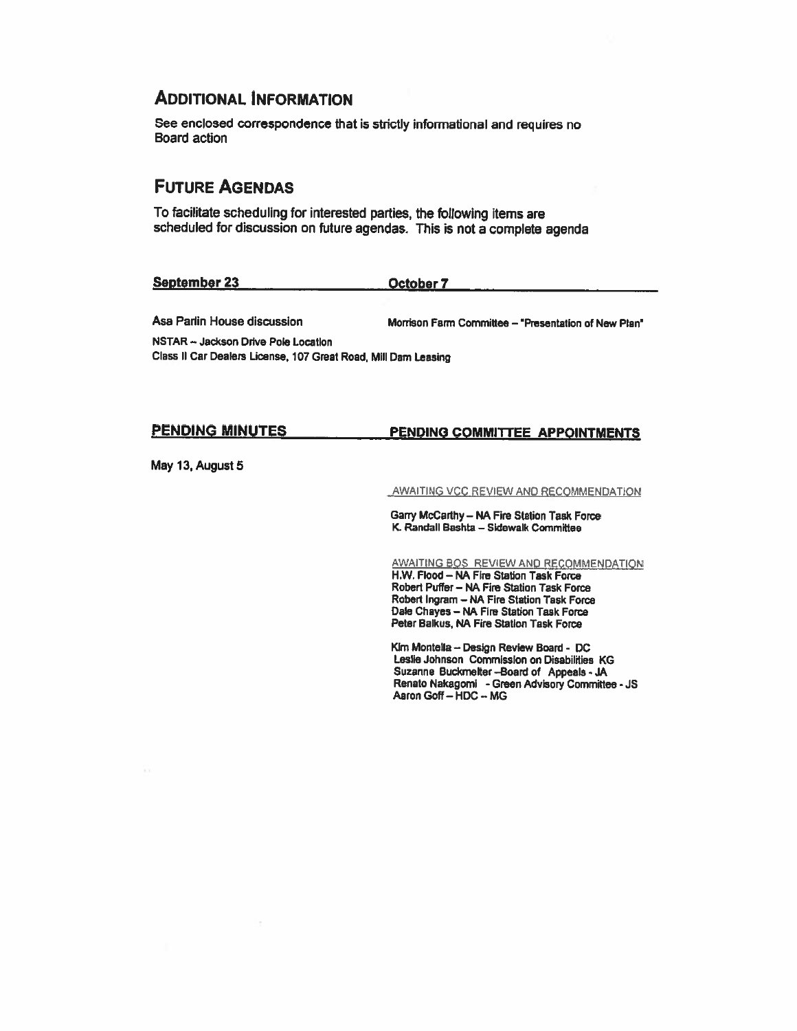## Additional Information

See enclosed correspondence that is strictly informational and requires no Board action

## Future Agendas

To facilitate scheduling for interested parties, the following items are scheduled for discussion on future agendas. This is not a complete agenda

| September 23 | October 7 |
|---|---|
| Asa Parlin House discussion | Morrison Farm Committee – "Presentation of New Plan" |
| NSTAR – Jackson Drive Pole Location | |
| Class II Car Dealers License, 107 Great Road, Mill Dam Leasing | |

**PENDING MINUTES**

May 13, August 5

**PENDING COMMITTEE APPOINTMENTS**

AWAITING VCC REVIEW AND RECOMMENDATION

Garry McCarthy – NA Fire Station Task Force
K. Randall Bashta – Sidewalk Committee

AWAITING BOS REVIEW AND RECOMMENDATION

H.W. Flood – NA Fire Station Task Force
Robert Puffer – NA Fire Station Task Force
Robert Ingram – NA Fire Station Task Force
Dale Chayes – NA Fire Station Task Force
Peter Balkus, NA Fire Station Task Force

Kim Montella – Design Review Board - DC
Leslie Johnson Commission on Disabilities KG
Suzanne Buckmelter –Board of Appeals - JA
Renato Nakagomi - Green Advisory Committee - JS
Aaron Goff – HDC – MG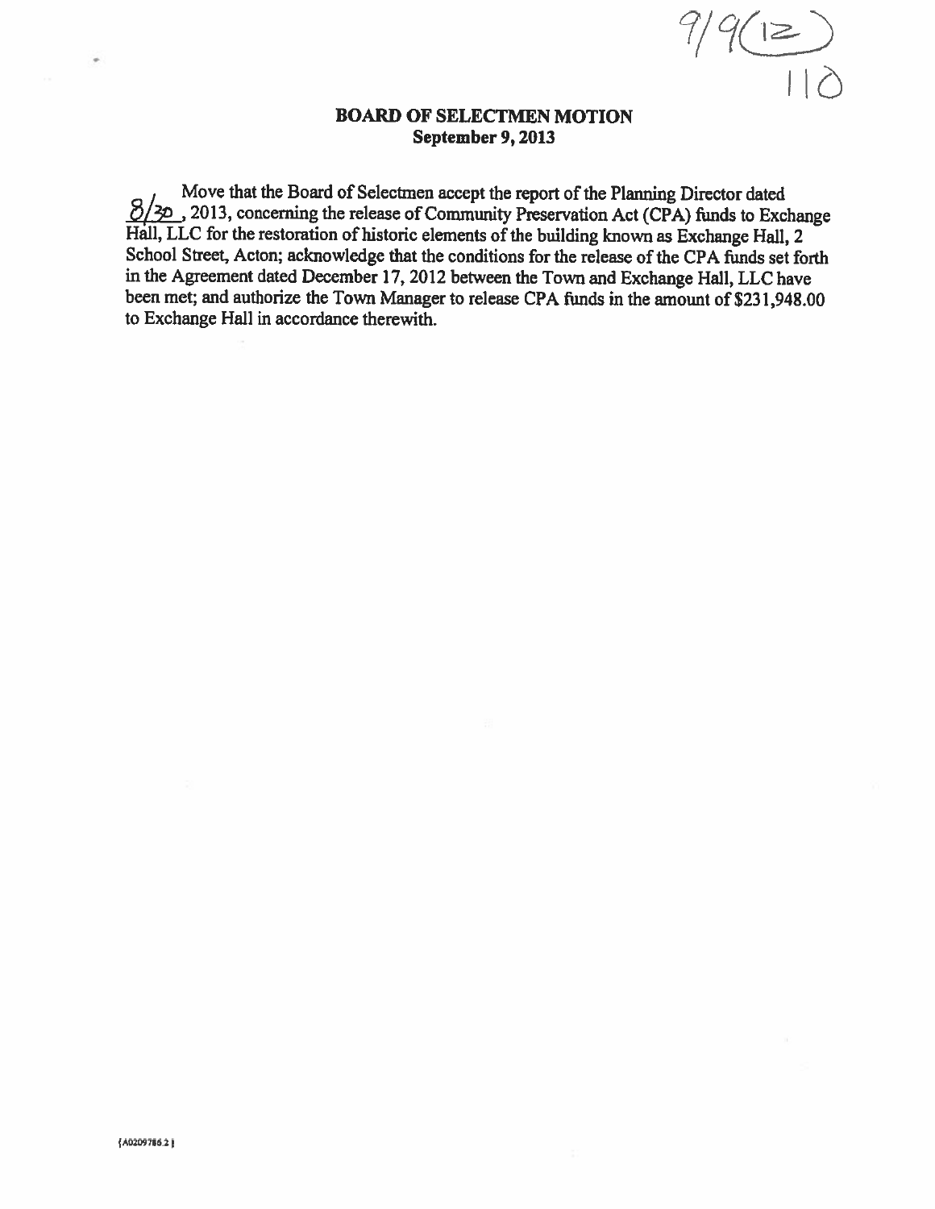9/9(12)
110

**BOARD OF SELECTMEN MOTION**
**September 9, 2013**

Move that the Board of Selectmen accept the report of the Planning Director dated 8/30, 2013, concerning the release of Community Preservation Act (CPA) funds to Exchange Hall, LLC for the restoration of historic elements of the building known as Exchange Hall, 2 School Street, Acton; acknowledge that the conditions for the release of the CPA funds set forth in the Agreement dated December 17, 2012 between the Town and Exchange Hall, LLC have been met; and authorize the Town Manager to release CPA funds in the amount of $231,948.00 to Exchange Hall in accordance therewith.

{A0209786.2}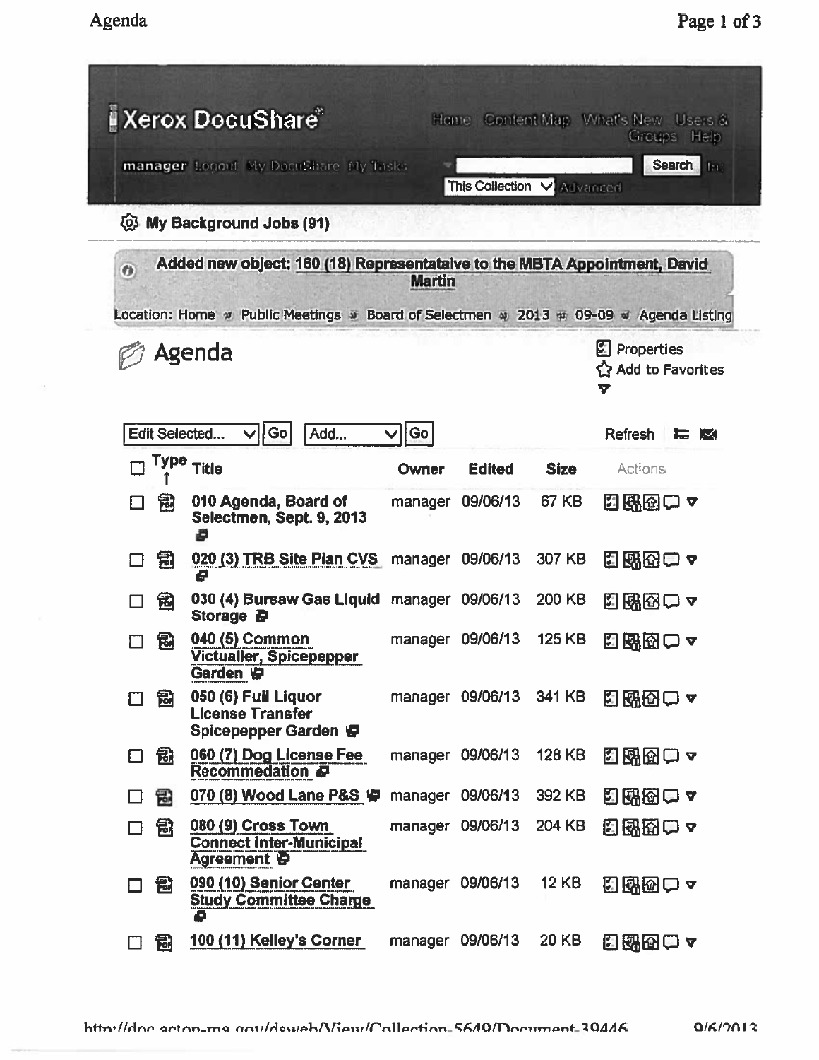Xerox DocuShare

Home Content Map What's New Users & Groups Help

manager Logout My DocuShare My Tasks

Search In: This Collection Advanced

My Background Jobs (91)

**Added new object: 160 (18) Representataive to the MBTA Appointment, David Martin**

Location: Home » Public Meetings » Board of Selectmen » 2013 » 09-09 » Agenda Listing

# Agenda

Properties
Add to Favorites

Edit Selected... Go Add... Go Refresh

| Type | Title | Owner | Edited | Size | Actions |
|---|---|---|---|---|---|
| | 010 Agenda, Board of Selectmen, Sept. 9, 2013 | manager | 09/06/13 | 67 KB | |
| | 020 (3) TRB Site Plan CVS | manager | 09/06/13 | 307 KB | |
| | 030 (4) Bursaw Gas Liquid Storage | manager | 09/06/13 | 200 KB | |
| | 040 (5) Common Victualler, Spicepepper Garden | manager | 09/06/13 | 125 KB | |
| | 050 (6) Full Liquor License Transfer Spicepepper Garden | manager | 09/06/13 | 341 KB | |
| | 060 (7) Dog License Fee Recommedation | manager | 09/06/13 | 128 KB | |
| | 070 (8) Wood Lane P&S | manager | 09/06/13 | 392 KB | |
| | 080 (9) Cross Town Connect Inter-Municipal Agreement | manager | 09/06/13 | 204 KB | |
| | 090 (10) Senior Center Study Committee Charge | manager | 09/06/13 | 12 KB | |
| | 100 (11) Kelley's Corner | manager | 09/06/13 | 20 KB | |

http://doc.acton-ma.gov/dsweb/View/Collection-5649/Document-39446 9/6/2013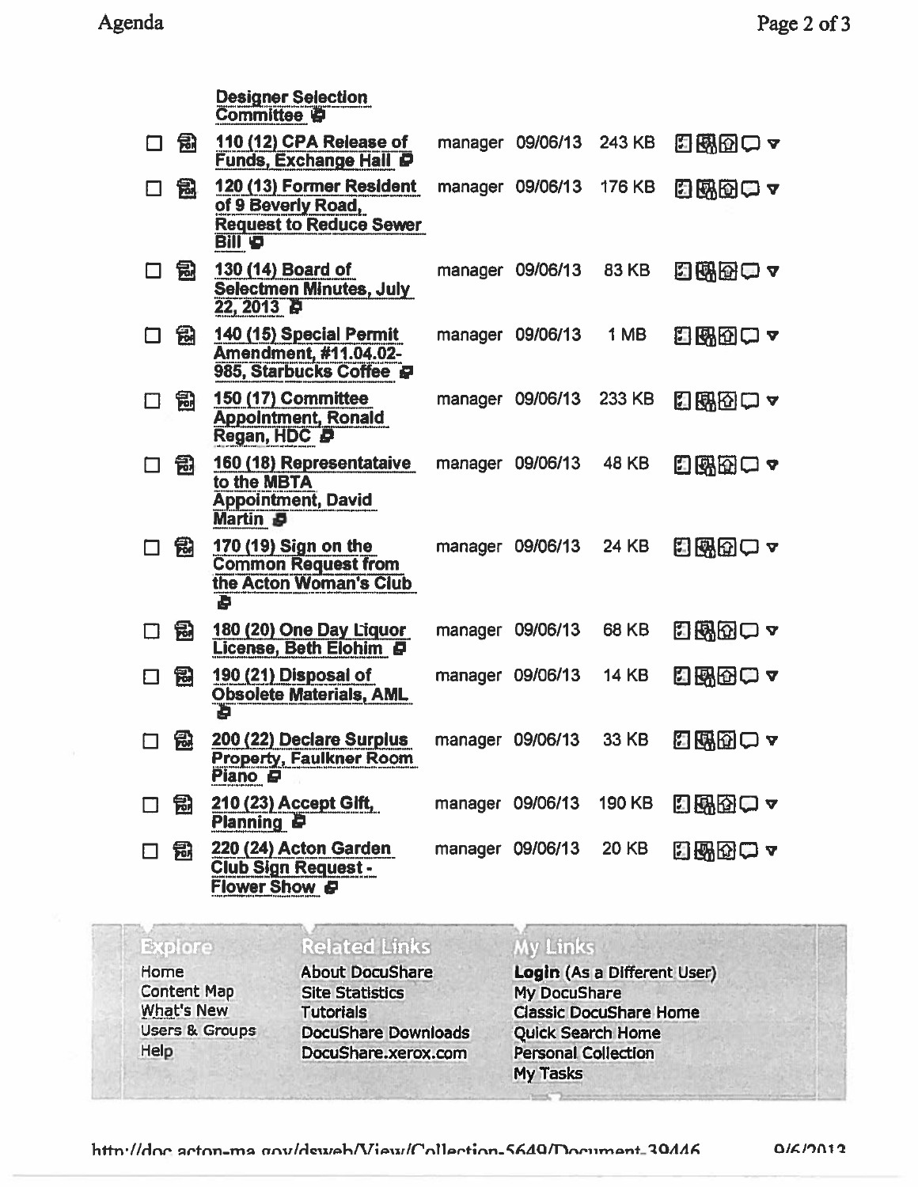| | | | |
|---|---|---|---|
| Designer Selection Committee | | | |
| 110 (12) CPA Release of Funds, Exchange Hall | manager | 09/06/13 | 243 KB |
| 120 (13) Former Resident of 9 Beverly Road, Request to Reduce Sewer Bill | manager | 09/06/13 | 176 KB |
| 130 (14) Board of Selectmen Minutes, July 22, 2013 | manager | 09/06/13 | 83 KB |
| 140 (15) Special Permit Amendment, #11.04.02-985, Starbucks Coffee | manager | 09/06/13 | 1 MB |
| 150 (17) Committee Appointment, Ronald Regan, HDC | manager | 09/06/13 | 233 KB |
| 160 (18) Representataive to the MBTA Appointment, David Martin | manager | 09/06/13 | 48 KB |
| 170 (19) Sign on the Common Request from the Acton Woman's Club | manager | 09/06/13 | 24 KB |
| 180 (20) One Day Liquor License, Beth Elohim | manager | 09/06/13 | 68 KB |
| 190 (21) Disposal of Obsolete Materials, AML | manager | 09/06/13 | 14 KB |
| 200 (22) Declare Surplus Property, Faulkner Room Piano | manager | 09/06/13 | 33 KB |
| 210 (23) Accept Gift, Planning | manager | 09/06/13 | 190 KB |
| 220 (24) Acton Garden Club Sign Request - Flower Show | manager | 09/06/13 | 20 KB |

**Explore**
Home
Content Map
What's New
Users & Groups
Help

**Related Links**
About DocuShare
Site Statistics
Tutorials
DocuShare Downloads
DocuShare.xerox.com

**My Links**
**Login** (As a Different User)
My DocuShare
Classic DocuShare Home
Quick Search Home
Personal Collection
My Tasks

http://doc.acton-ma.gov/dsweb/View/Collection-5649/Document-39446 9/6/2013